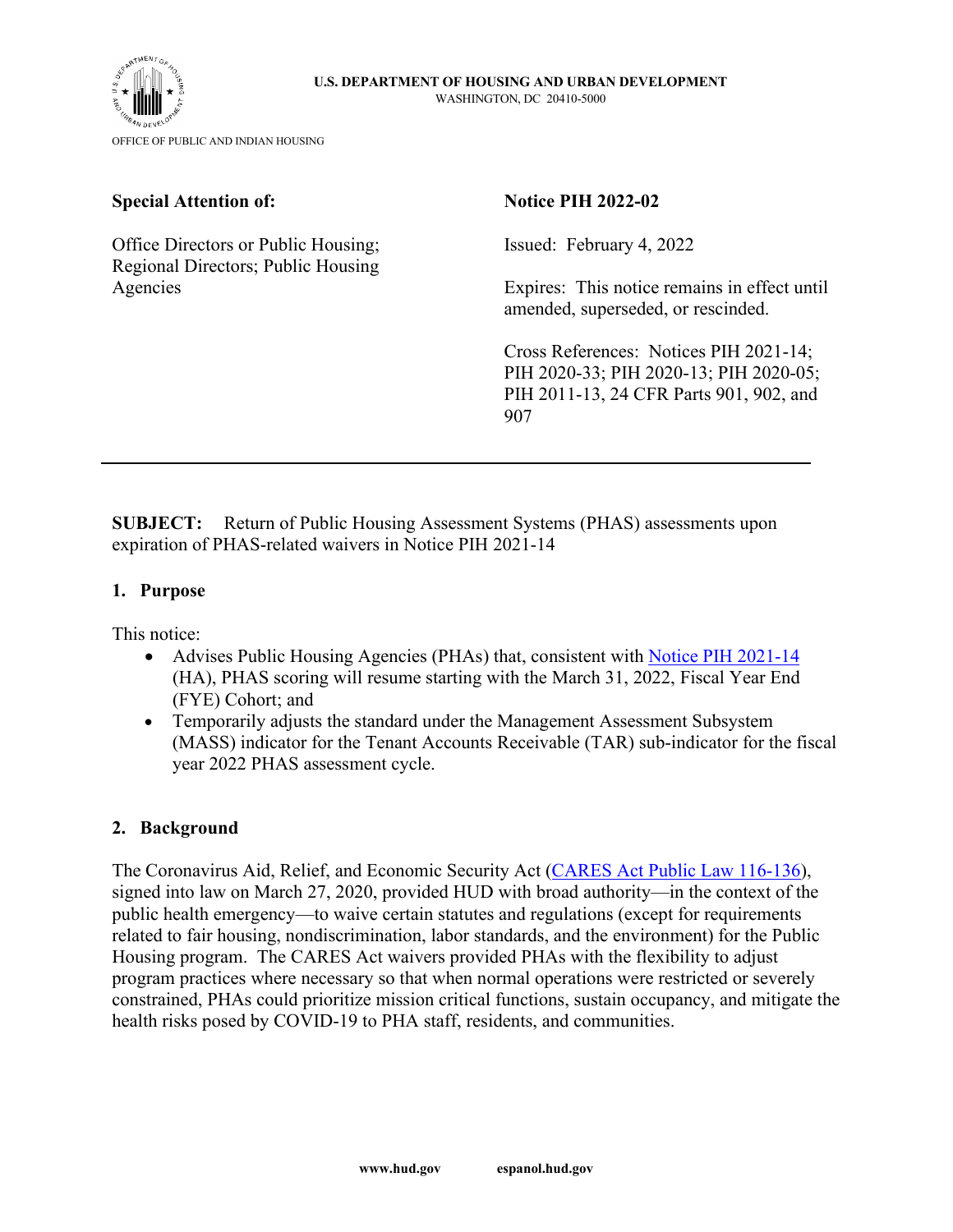**U.S. DEPARTMENT OF HOUSING AND URBAN DEVELOPMENT**
WASHINGTON, DC 20410-5000

OFFICE OF PUBLIC AND INDIAN HOUSING

**Special Attention of:**

Office Directors or Public Housing; Regional Directors; Public Housing Agencies

**Notice PIH 2022-02**

Issued: February 4, 2022

Expires: This notice remains in effect until amended, superseded, or rescinded.

Cross References: Notices PIH 2021-14; PIH 2020-33; PIH 2020-13; PIH 2020-05; PIH 2011-13, 24 CFR Parts 901, 902, and 907

---

**SUBJECT:** Return of Public Housing Assessment Systems (PHAS) assessments upon expiration of PHAS-related waivers in Notice PIH 2021-14

## 1. Purpose

This notice:

- Advises Public Housing Agencies (PHAs) that, consistent with Notice PIH 2021-14 (HA), PHAS scoring will resume starting with the March 31, 2022, Fiscal Year End (FYE) Cohort; and
- Temporarily adjusts the standard under the Management Assessment Subsystem (MASS) indicator for the Tenant Accounts Receivable (TAR) sub-indicator for the fiscal year 2022 PHAS assessment cycle.

## 2. Background

The Coronavirus Aid, Relief, and Economic Security Act (CARES Act Public Law 116-136), signed into law on March 27, 2020, provided HUD with broad authority—in the context of the public health emergency—to waive certain statutes and regulations (except for requirements related to fair housing, nondiscrimination, labor standards, and the environment) for the Public Housing program. The CARES Act waivers provided PHAs with the flexibility to adjust program practices where necessary so that when normal operations were restricted or severely constrained, PHAs could prioritize mission critical functions, sustain occupancy, and mitigate the health risks posed by COVID-19 to PHA staff, residents, and communities.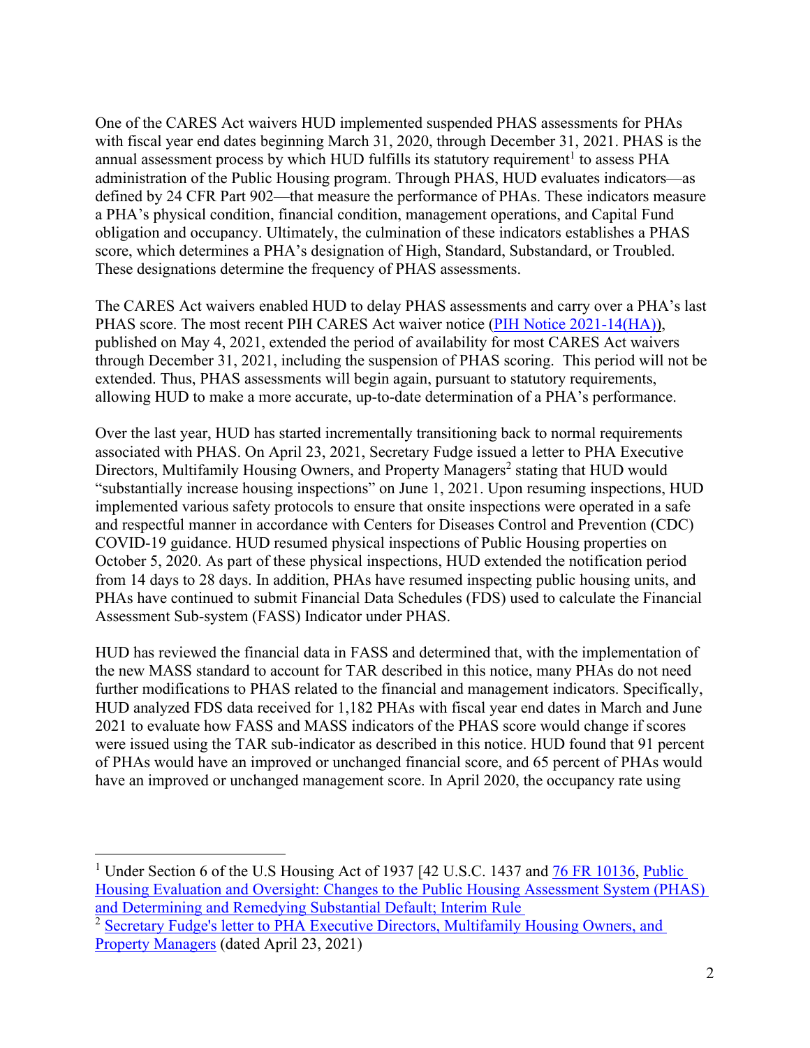One of the CARES Act waivers HUD implemented suspended PHAS assessments for PHAs with fiscal year end dates beginning March 31, 2020, through December 31, 2021. PHAS is the annual assessment process by which HUD fulfills its statutory requirement[1] to assess PHA administration of the Public Housing program. Through PHAS, HUD evaluates indicators—as defined by 24 CFR Part 902—that measure the performance of PHAs. These indicators measure a PHA's physical condition, financial condition, management operations, and Capital Fund obligation and occupancy. Ultimately, the culmination of these indicators establishes a PHAS score, which determines a PHA's designation of High, Standard, Substandard, or Troubled. These designations determine the frequency of PHAS assessments.

The CARES Act waivers enabled HUD to delay PHAS assessments and carry over a PHA's last PHAS score. The most recent PIH CARES Act waiver notice (PIH Notice 2021-14(HA)), published on May 4, 2021, extended the period of availability for most CARES Act waivers through December 31, 2021, including the suspension of PHAS scoring. This period will not be extended. Thus, PHAS assessments will begin again, pursuant to statutory requirements, allowing HUD to make a more accurate, up-to-date determination of a PHA's performance.

Over the last year, HUD has started incrementally transitioning back to normal requirements associated with PHAS. On April 23, 2021, Secretary Fudge issued a letter to PHA Executive Directors, Multifamily Housing Owners, and Property Managers[2] stating that HUD would "substantially increase housing inspections" on June 1, 2021. Upon resuming inspections, HUD implemented various safety protocols to ensure that onsite inspections were operated in a safe and respectful manner in accordance with Centers for Diseases Control and Prevention (CDC) COVID-19 guidance. HUD resumed physical inspections of Public Housing properties on October 5, 2020. As part of these physical inspections, HUD extended the notification period from 14 days to 28 days. In addition, PHAs have resumed inspecting public housing units, and PHAs have continued to submit Financial Data Schedules (FDS) used to calculate the Financial Assessment Sub-system (FASS) Indicator under PHAS.

HUD has reviewed the financial data in FASS and determined that, with the implementation of the new MASS standard to account for TAR described in this notice, many PHAs do not need further modifications to PHAS related to the financial and management indicators. Specifically, HUD analyzed FDS data received for 1,182 PHAs with fiscal year end dates in March and June 2021 to evaluate how FASS and MASS indicators of the PHAS score would change if scores were issued using the TAR sub-indicator as described in this notice. HUD found that 91 percent of PHAs would have an improved or unchanged financial score, and 65 percent of PHAs would have an improved or unchanged management score. In April 2020, the occupancy rate using

---

[1] Under Section 6 of the U.S Housing Act of 1937 [42 U.S.C. 1437 and 76 FR 10136, Public Housing Evaluation and Oversight: Changes to the Public Housing Assessment System (PHAS) and Determining and Remedying Substantial Default; Interim Rule

[2] Secretary Fudge's letter to PHA Executive Directors, Multifamily Housing Owners, and Property Managers (dated April 23, 2021)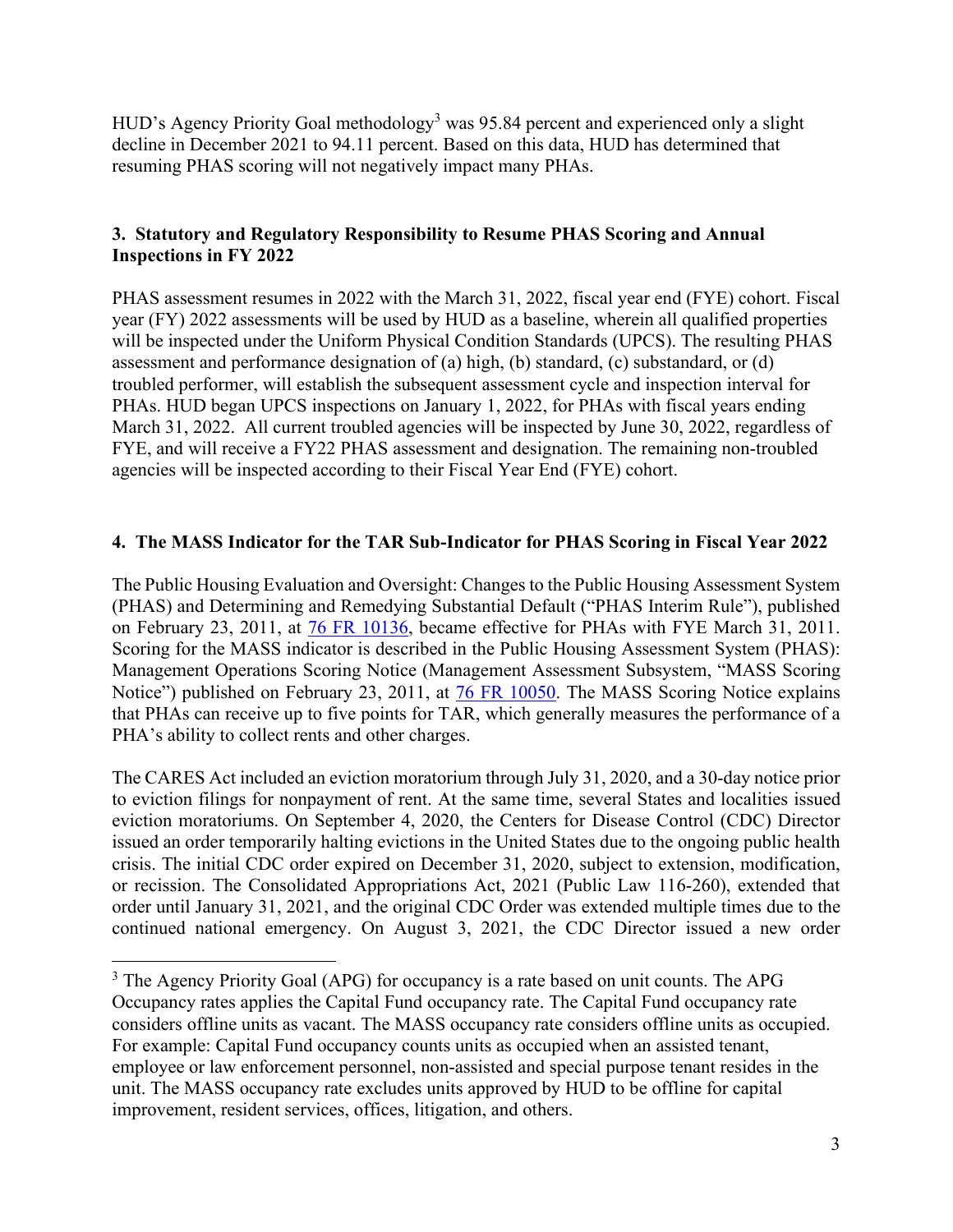HUD's Agency Priority Goal methodology[3] was 95.84 percent and experienced only a slight decline in December 2021 to 94.11 percent. Based on this data, HUD has determined that resuming PHAS scoring will not negatively impact many PHAs.

### 3. Statutory and Regulatory Responsibility to Resume PHAS Scoring and Annual Inspections in FY 2022

PHAS assessment resumes in 2022 with the March 31, 2022, fiscal year end (FYE) cohort. Fiscal year (FY) 2022 assessments will be used by HUD as a baseline, wherein all qualified properties will be inspected under the Uniform Physical Condition Standards (UPCS). The resulting PHAS assessment and performance designation of (a) high, (b) standard, (c) substandard, or (d) troubled performer, will establish the subsequent assessment cycle and inspection interval for PHAs. HUD began UPCS inspections on January 1, 2022, for PHAs with fiscal years ending March 31, 2022. All current troubled agencies will be inspected by June 30, 2022, regardless of FYE, and will receive a FY22 PHAS assessment and designation. The remaining non-troubled agencies will be inspected according to their Fiscal Year End (FYE) cohort.

### 4. The MASS Indicator for the TAR Sub-Indicator for PHAS Scoring in Fiscal Year 2022

The Public Housing Evaluation and Oversight: Changes to the Public Housing Assessment System (PHAS) and Determining and Remedying Substantial Default ("PHAS Interim Rule"), published on February 23, 2011, at 76 FR 10136, became effective for PHAs with FYE March 31, 2011. Scoring for the MASS indicator is described in the Public Housing Assessment System (PHAS): Management Operations Scoring Notice (Management Assessment Subsystem, "MASS Scoring Notice") published on February 23, 2011, at 76 FR 10050. The MASS Scoring Notice explains that PHAs can receive up to five points for TAR, which generally measures the performance of a PHA's ability to collect rents and other charges.

The CARES Act included an eviction moratorium through July 31, 2020, and a 30-day notice prior to eviction filings for nonpayment of rent. At the same time, several States and localities issued eviction moratoriums. On September 4, 2020, the Centers for Disease Control (CDC) Director issued an order temporarily halting evictions in the United States due to the ongoing public health crisis. The initial CDC order expired on December 31, 2020, subject to extension, modification, or recission. The Consolidated Appropriations Act, 2021 (Public Law 116-260), extended that order until January 31, 2021, and the original CDC Order was extended multiple times due to the continued national emergency. On August 3, 2021, the CDC Director issued a new order

[3] The Agency Priority Goal (APG) for occupancy is a rate based on unit counts. The APG Occupancy rates applies the Capital Fund occupancy rate. The Capital Fund occupancy rate considers offline units as vacant. The MASS occupancy rate considers offline units as occupied. For example: Capital Fund occupancy counts units as occupied when an assisted tenant, employee or law enforcement personnel, non-assisted and special purpose tenant resides in the unit. The MASS occupancy rate excludes units approved by HUD to be offline for capital improvement, resident services, offices, litigation, and others.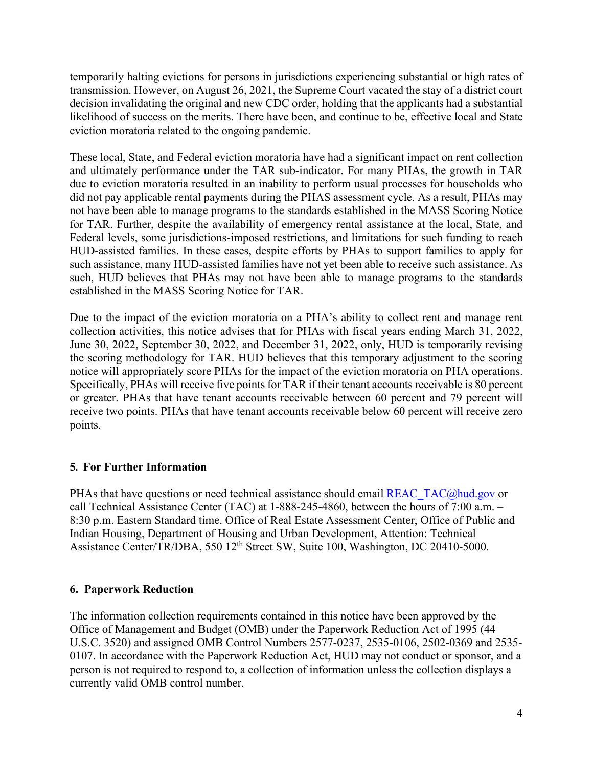temporarily halting evictions for persons in jurisdictions experiencing substantial or high rates of transmission. However, on August 26, 2021, the Supreme Court vacated the stay of a district court decision invalidating the original and new CDC order, holding that the applicants had a substantial likelihood of success on the merits. There have been, and continue to be, effective local and State eviction moratoria related to the ongoing pandemic.

These local, State, and Federal eviction moratoria have had a significant impact on rent collection and ultimately performance under the TAR sub-indicator. For many PHAs, the growth in TAR due to eviction moratoria resulted in an inability to perform usual processes for households who did not pay applicable rental payments during the PHAS assessment cycle. As a result, PHAs may not have been able to manage programs to the standards established in the MASS Scoring Notice for TAR. Further, despite the availability of emergency rental assistance at the local, State, and Federal levels, some jurisdictions-imposed restrictions, and limitations for such funding to reach HUD-assisted families. In these cases, despite efforts by PHAs to support families to apply for such assistance, many HUD-assisted families have not yet been able to receive such assistance. As such, HUD believes that PHAs may not have been able to manage programs to the standards established in the MASS Scoring Notice for TAR.

Due to the impact of the eviction moratoria on a PHA's ability to collect rent and manage rent collection activities, this notice advises that for PHAs with fiscal years ending March 31, 2022, June 30, 2022, September 30, 2022, and December 31, 2022, only, HUD is temporarily revising the scoring methodology for TAR. HUD believes that this temporary adjustment to the scoring notice will appropriately score PHAs for the impact of the eviction moratoria on PHA operations. Specifically, PHAs will receive five points for TAR if their tenant accounts receivable is 80 percent or greater. PHAs that have tenant accounts receivable between 60 percent and 79 percent will receive two points. PHAs that have tenant accounts receivable below 60 percent will receive zero points.

## 5. For Further Information

PHAs that have questions or need technical assistance should email REAC_TAC@hud.gov or call Technical Assistance Center (TAC) at 1-888-245-4860, between the hours of 7:00 a.m. – 8:30 p.m. Eastern Standard time. Office of Real Estate Assessment Center, Office of Public and Indian Housing, Department of Housing and Urban Development, Attention: Technical Assistance Center/TR/DBA, 550 12th Street SW, Suite 100, Washington, DC 20410-5000.

## 6. Paperwork Reduction

The information collection requirements contained in this notice have been approved by the Office of Management and Budget (OMB) under the Paperwork Reduction Act of 1995 (44 U.S.C. 3520) and assigned OMB Control Numbers 2577-0237, 2535-0106, 2502-0369 and 2535-0107. In accordance with the Paperwork Reduction Act, HUD may not conduct or sponsor, and a person is not required to respond to, a collection of information unless the collection displays a currently valid OMB control number.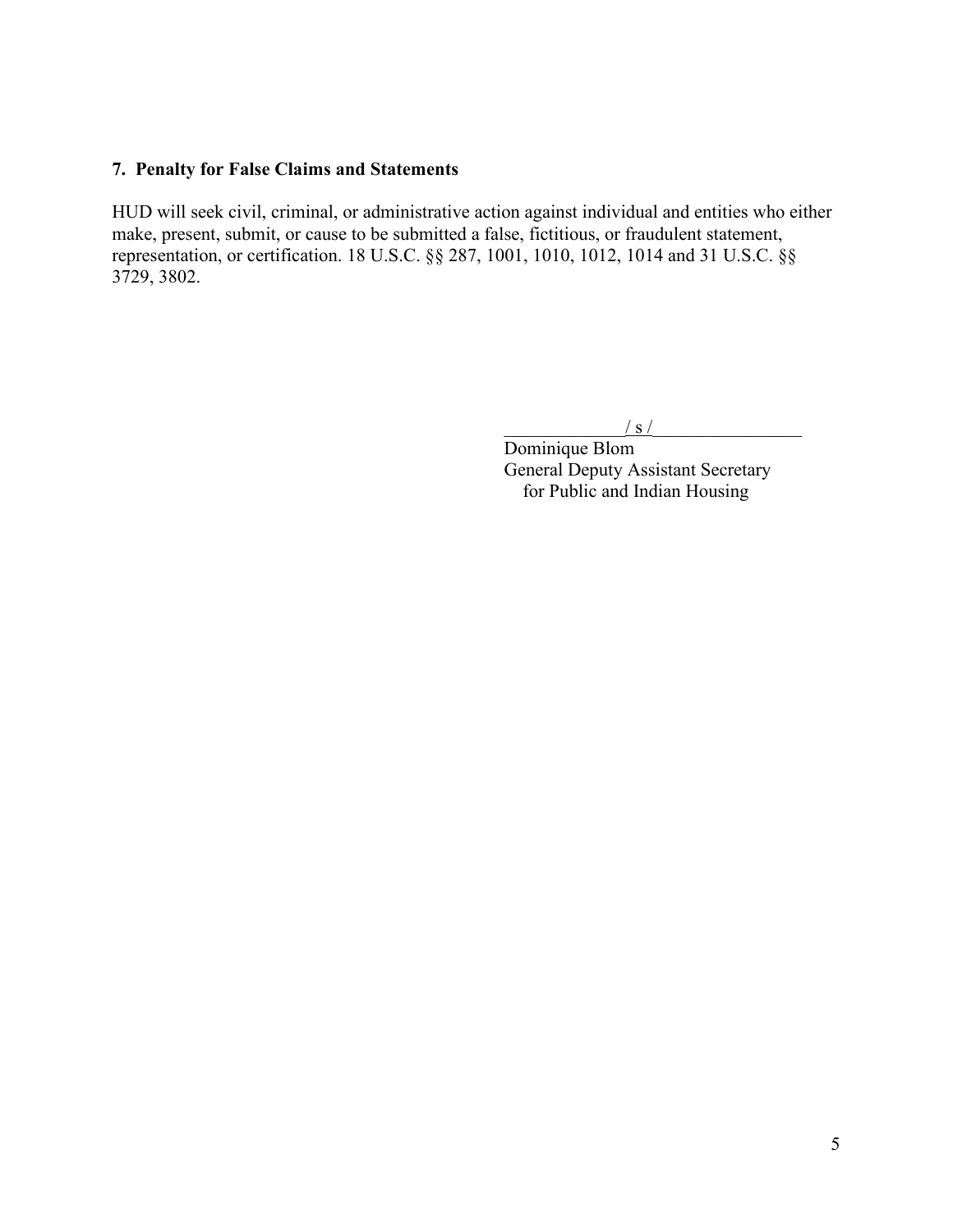**7. Penalty for False Claims and Statements**

HUD will seek civil, criminal, or administrative action against individual and entities who either make, present, submit, or cause to be submitted a false, fictitious, or fraudulent statement, representation, or certification. 18 U.S.C. §§ 287, 1001, 1010, 1012, 1014 and 31 U.S.C. §§ 3729, 3802.

/ s /

Dominique Blom
General Deputy Assistant Secretary
for Public and Indian Housing